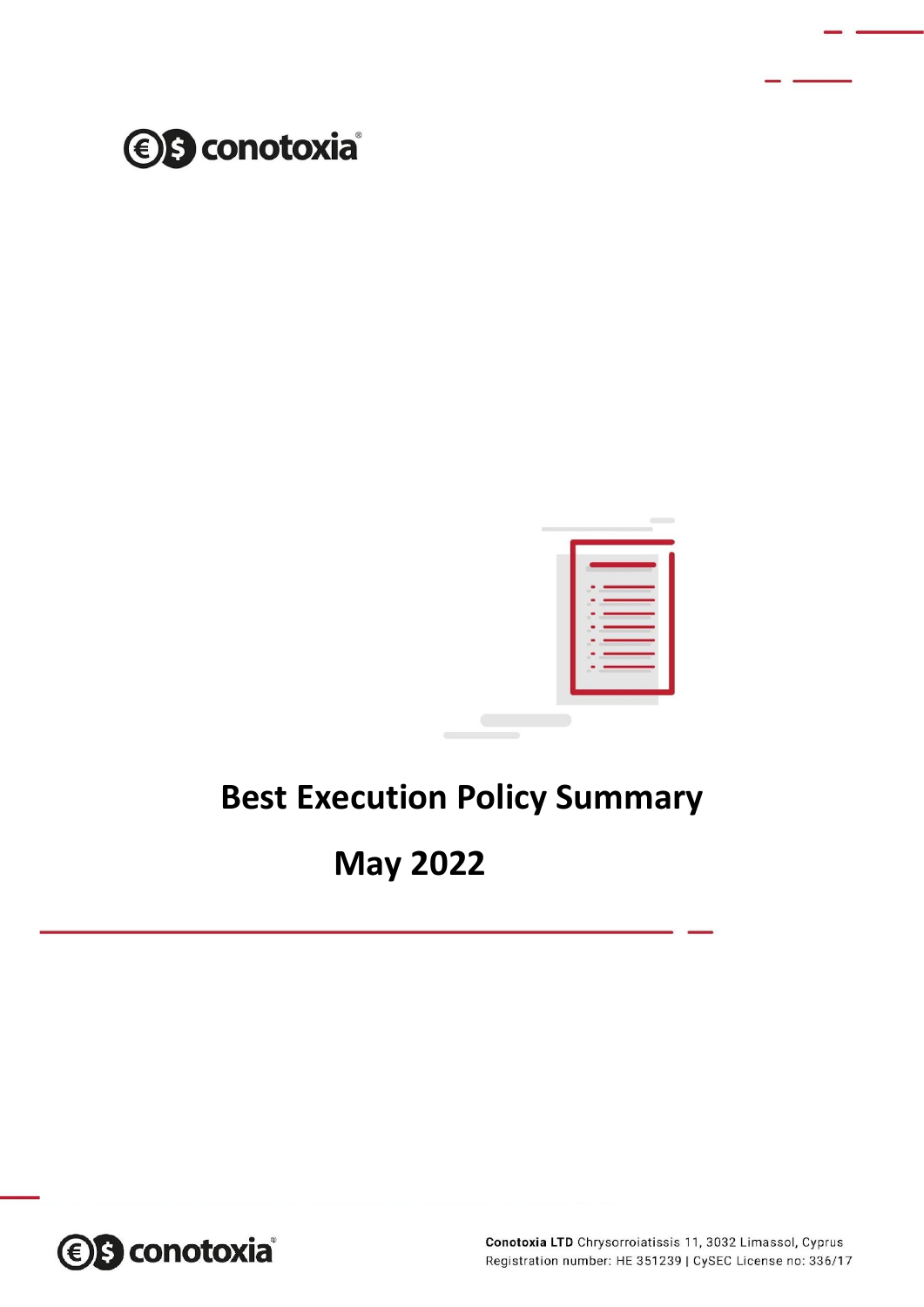# Best Execution Policy Summary

## May 2022

**Conotoxia LTD** Chrysorroiatissis 11, 3032 Limassol, Cyprus
Registration number: HE 351239 | CySEC License no: 336/17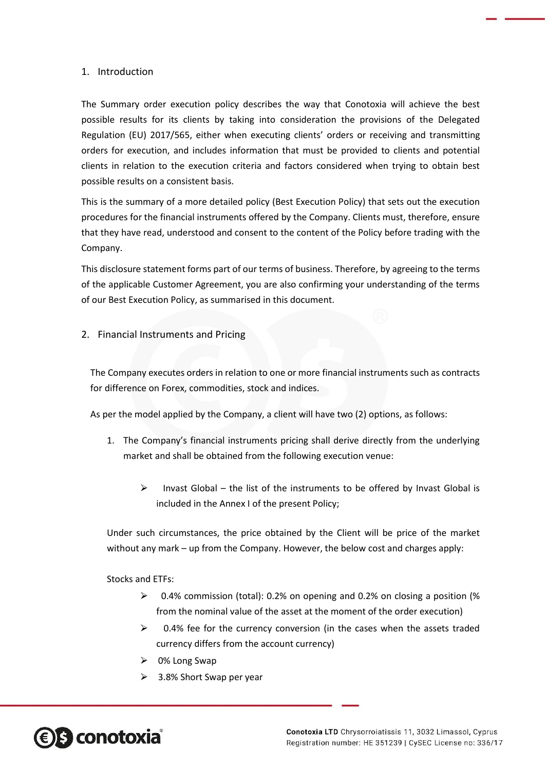## 1. Introduction

The Summary order execution policy describes the way that Conotoxia will achieve the best possible results for its clients by taking into consideration the provisions of the Delegated Regulation (EU) 2017/565, either when executing clients' orders or receiving and transmitting orders for execution, and includes information that must be provided to clients and potential clients in relation to the execution criteria and factors considered when trying to obtain best possible results on a consistent basis.

This is the summary of a more detailed policy (Best Execution Policy) that sets out the execution procedures for the financial instruments offered by the Company. Clients must, therefore, ensure that they have read, understood and consent to the content of the Policy before trading with the Company.

This disclosure statement forms part of our terms of business. Therefore, by agreeing to the terms of the applicable Customer Agreement, you are also confirming your understanding of the terms of our Best Execution Policy, as summarised in this document.

## 2. Financial Instruments and Pricing

The Company executes orders in relation to one or more financial instruments such as contracts for difference on Forex, commodities, stock and indices.

As per the model applied by the Company, a client will have two (2) options, as follows:

1. The Company's financial instruments pricing shall derive directly from the underlying market and shall be obtained from the following execution venue:

   - Invast Global – the list of the instruments to be offered by Invast Global is included in the Annex I of the present Policy;

Under such circumstances, the price obtained by the Client will be price of the market without any mark – up from the Company. However, the below cost and charges apply:

Stocks and ETFs:

- 0.4% commission (total): 0.2% on opening and 0.2% on closing a position (% from the nominal value of the asset at the moment of the order execution)
- 0.4% fee for the currency conversion (in the cases when the assets traded currency differs from the account currency)
- 0% Long Swap
- 3.8% Short Swap per year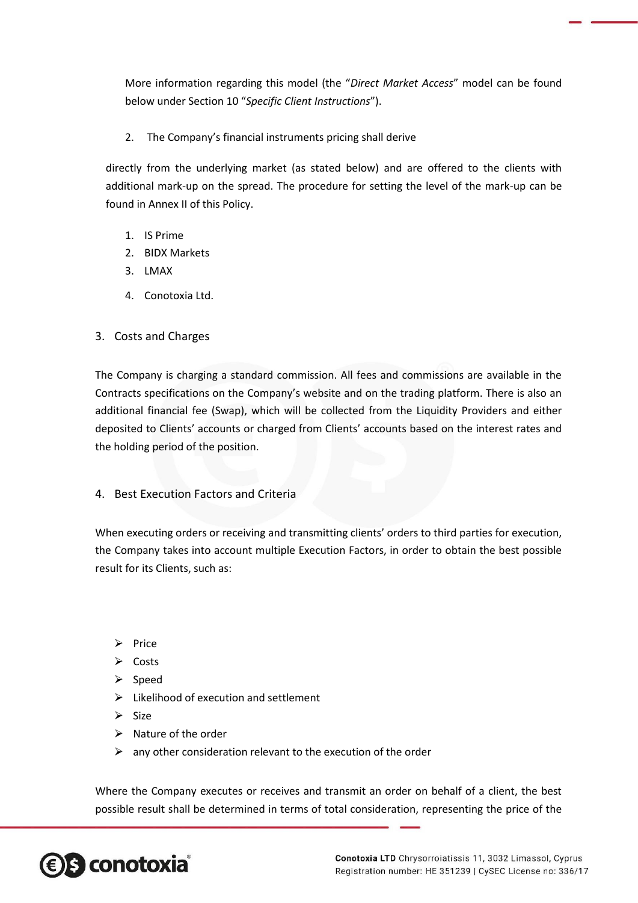More information regarding this model (the "*Direct Market Access*" model can be found below under Section 10 "*Specific Client Instructions*").

2. The Company's financial instruments pricing shall derive

directly from the underlying market (as stated below) and are offered to the clients with additional mark-up on the spread. The procedure for setting the level of the mark-up can be found in Annex II of this Policy.

1. IS Prime
2. BIDX Markets
3. LMAX
4. Conotoxia Ltd.

## 3. Costs and Charges

The Company is charging a standard commission. All fees and commissions are available in the Contracts specifications on the Company's website and on the trading platform. There is also an additional financial fee (Swap), which will be collected from the Liquidity Providers and either deposited to Clients' accounts or charged from Clients' accounts based on the interest rates and the holding period of the position.

## 4. Best Execution Factors and Criteria

When executing orders or receiving and transmitting clients' orders to third parties for execution, the Company takes into account multiple Execution Factors, in order to obtain the best possible result for its Clients, such as:

- Price
- Costs
- Speed
- Likelihood of execution and settlement
- Size
- Nature of the order
- any other consideration relevant to the execution of the order

Where the Company executes or receives and transmit an order on behalf of a client, the best possible result shall be determined in terms of total consideration, representing the price of the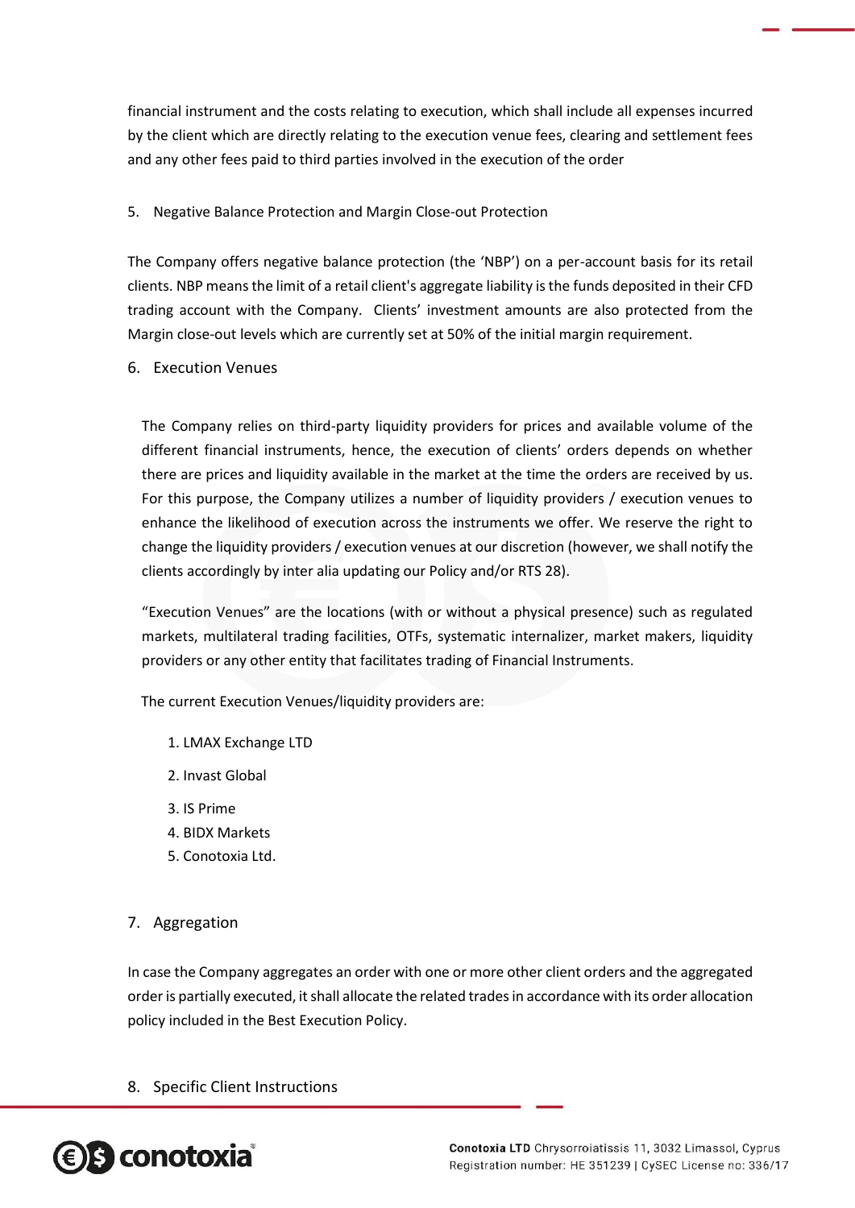financial instrument and the costs relating to execution, which shall include all expenses incurred by the client which are directly relating to the execution venue fees, clearing and settlement fees and any other fees paid to third parties involved in the execution of the order

## 5. Negative Balance Protection and Margin Close-out Protection

The Company offers negative balance protection (the 'NBP') on a per-account basis for its retail clients. NBP means the limit of a retail client's aggregate liability is the funds deposited in their CFD trading account with the Company. Clients' investment amounts are also protected from the Margin close-out levels which are currently set at 50% of the initial margin requirement.

## 6. Execution Venues

The Company relies on third-party liquidity providers for prices and available volume of the different financial instruments, hence, the execution of clients' orders depends on whether there are prices and liquidity available in the market at the time the orders are received by us. For this purpose, the Company utilizes a number of liquidity providers / execution venues to enhance the likelihood of execution across the instruments we offer. We reserve the right to change the liquidity providers / execution venues at our discretion (however, we shall notify the clients accordingly by inter alia updating our Policy and/or RTS 28).

"Execution Venues" are the locations (with or without a physical presence) such as regulated markets, multilateral trading facilities, OTFs, systematic internalizer, market makers, liquidity providers or any other entity that facilitates trading of Financial Instruments.

The current Execution Venues/liquidity providers are:

1. LMAX Exchange LTD
2. Invast Global
3. IS Prime
4. BIDX Markets
5. Conotoxia Ltd.

## 7. Aggregation

In case the Company aggregates an order with one or more other client orders and the aggregated order is partially executed, it shall allocate the related trades in accordance with its order allocation policy included in the Best Execution Policy.

## 8. Specific Client Instructions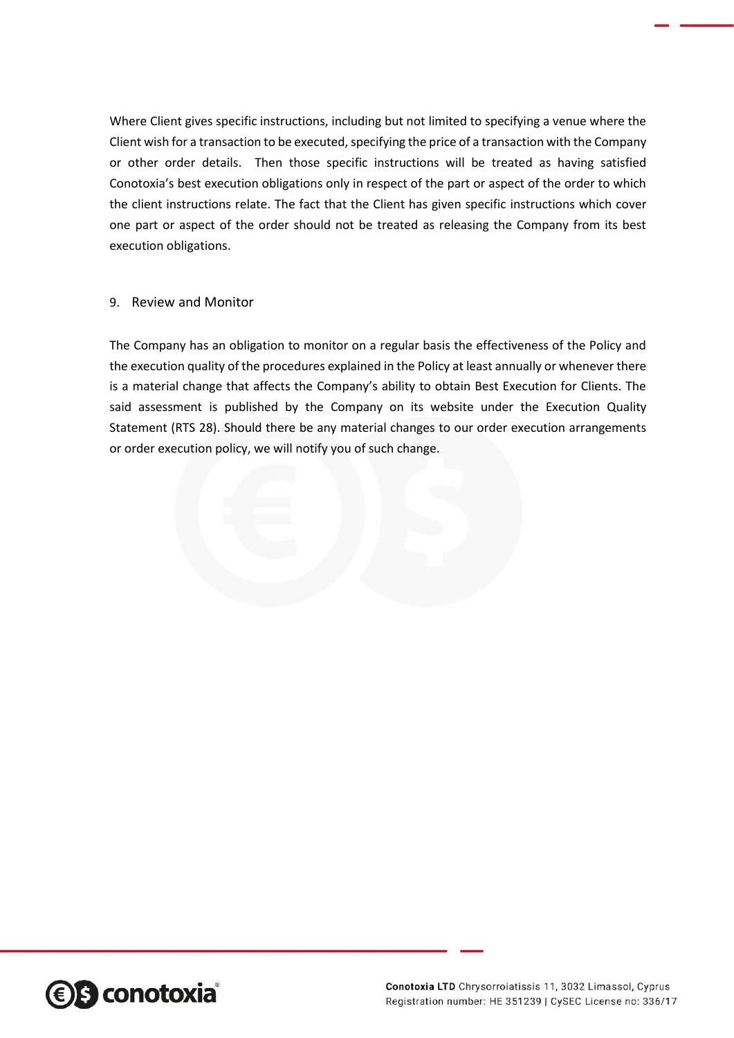Where Client gives specific instructions, including but not limited to specifying a venue where the Client wish for a transaction to be executed, specifying the price of a transaction with the Company or other order details. Then those specific instructions will be treated as having satisfied Conotoxia's best execution obligations only in respect of the part or aspect of the order to which the client instructions relate. The fact that the Client has given specific instructions which cover one part or aspect of the order should not be treated as releasing the Company from its best execution obligations.

## 9. Review and Monitor

The Company has an obligation to monitor on a regular basis the effectiveness of the Policy and the execution quality of the procedures explained in the Policy at least annually or whenever there is a material change that affects the Company's ability to obtain Best Execution for Clients. The said assessment is published by the Company on its website under the Execution Quality Statement (RTS 28). Should there be any material changes to our order execution arrangements or order execution policy, we will notify you of such change.